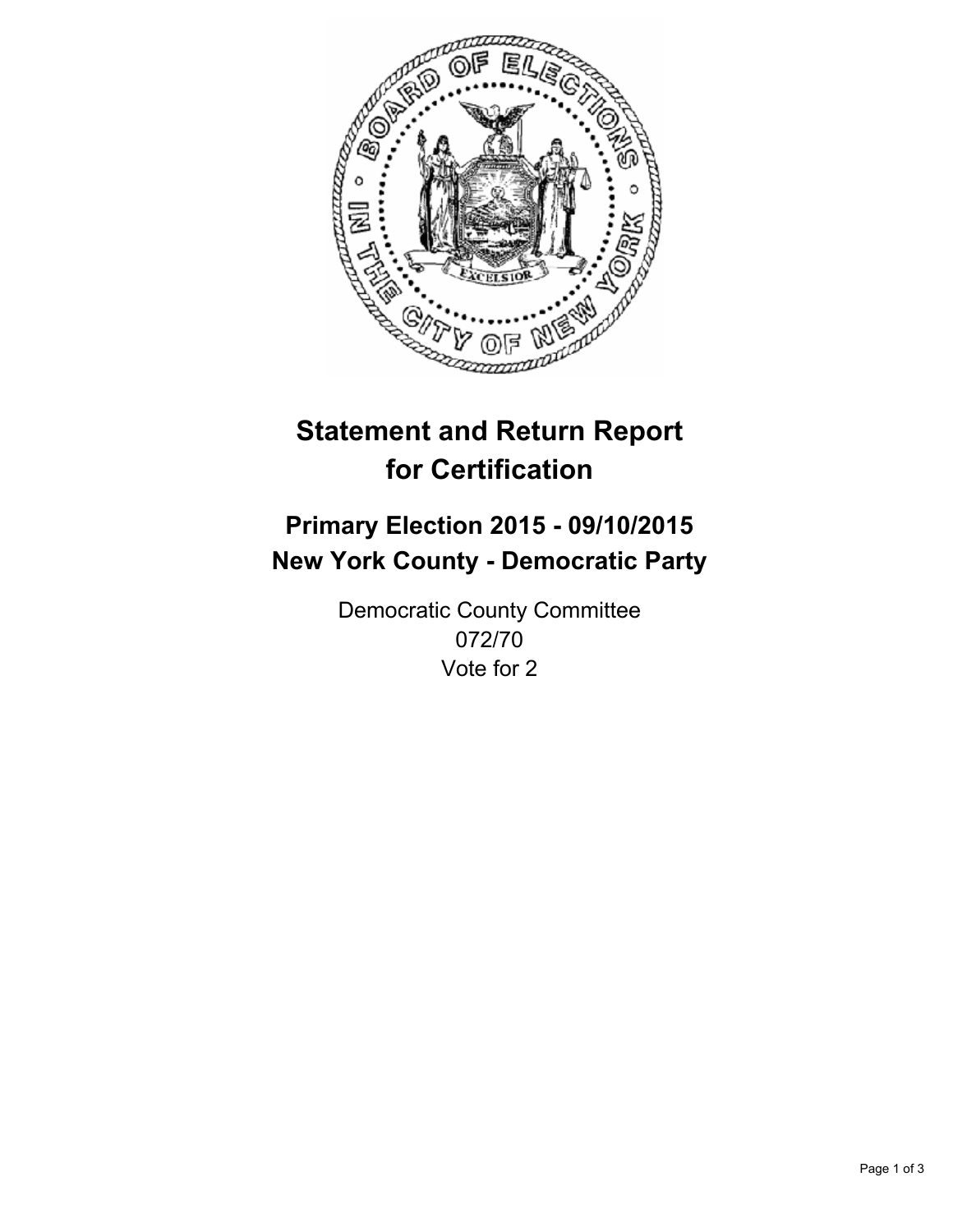# Statement and Return Report for Certification

## Primary Election 2015 - 09/10/2015
## New York County - Democratic Party

Democratic County Committee
072/70
Vote for 2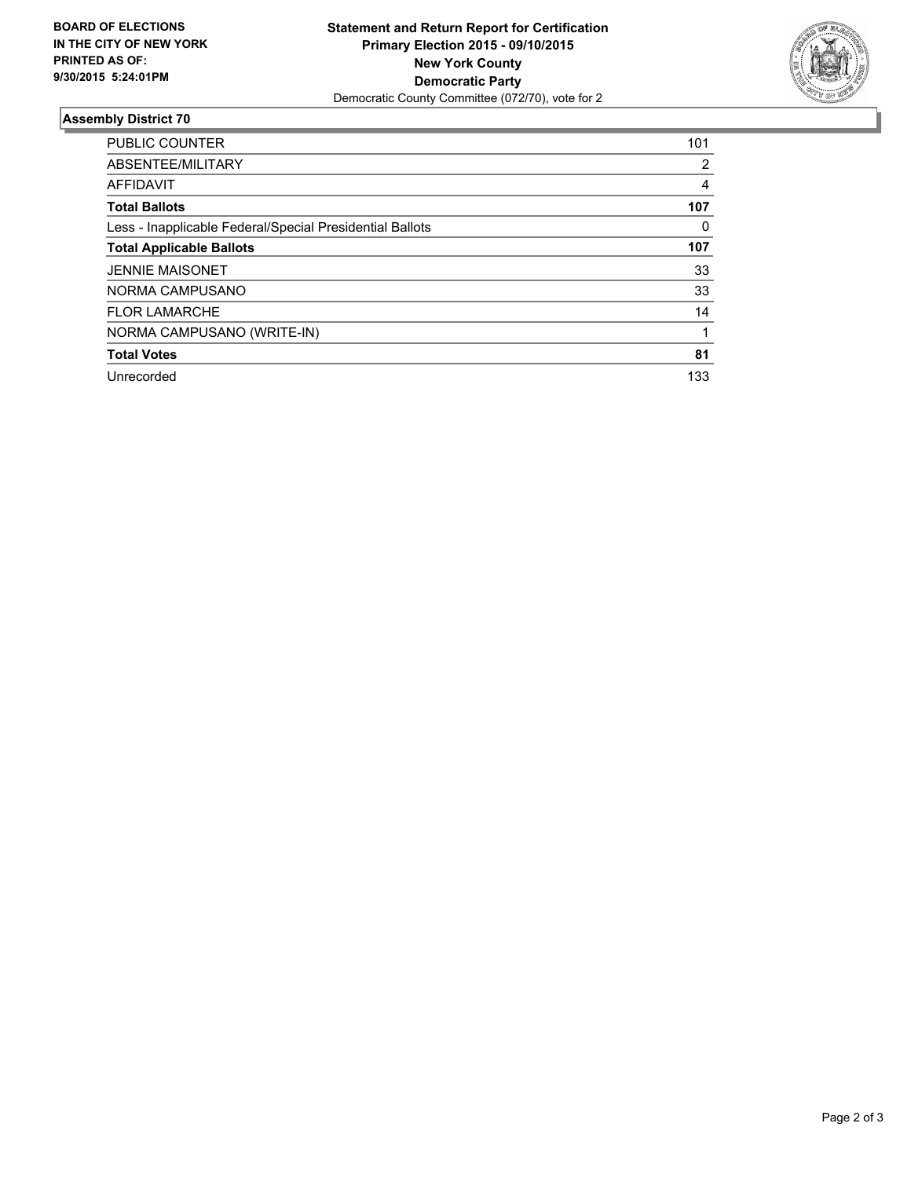**BOARD OF ELECTIONS IN THE CITY OF NEW YORK PRINTED AS OF: 9/30/2015 5:24:01PM**

**Statement and Return Report for Certification**
**Primary Election 2015 - 09/10/2015**
**New York County**
**Democratic Party**
Democratic County Committee (072/70), vote for 2

## Assembly District 70

| | |
|---|---|
| PUBLIC COUNTER | 101 |
| ABSENTEE/MILITARY | 2 |
| AFFIDAVIT | 4 |
| **Total Ballots** | **107** |
| Less - Inapplicable Federal/Special Presidential Ballots | 0 |
| **Total Applicable Ballots** | **107** |
| JENNIE MAISONET | 33 |
| NORMA CAMPUSANO | 33 |
| FLOR LAMARCHE | 14 |
| NORMA CAMPUSANO (WRITE-IN) | 1 |
| **Total Votes** | **81** |
| Unrecorded | 133 |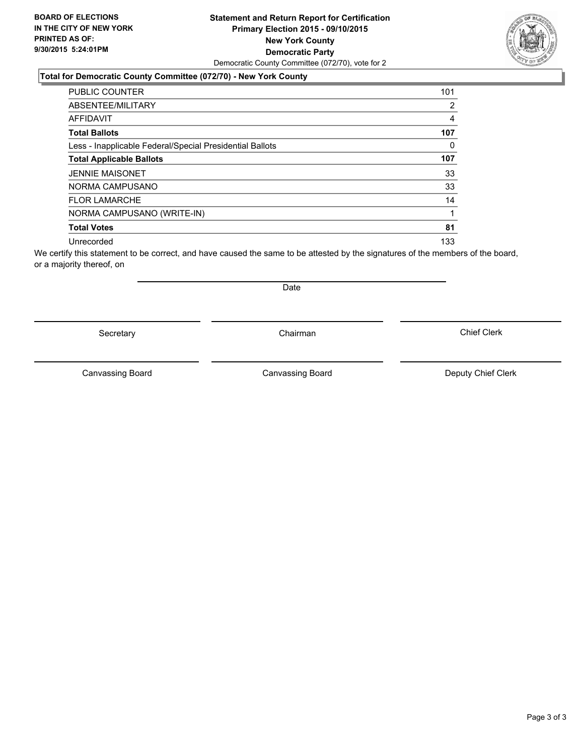**BOARD OF ELECTIONS IN THE CITY OF NEW YORK PRINTED AS OF: 9/30/2015 5:24:01PM**

**Statement and Return Report for Certification**
**Primary Election 2015 - 09/10/2015**
**New York County**
**Democratic Party**
Democratic County Committee (072/70), vote for 2

### Total for Democratic County Committee (072/70) - New York County

| | |
|---|---|
| PUBLIC COUNTER | 101 |
| ABSENTEE/MILITARY | 2 |
| AFFIDAVIT | 4 |
| **Total Ballots** | **107** |
| Less - Inapplicable Federal/Special Presidential Ballots | 0 |
| **Total Applicable Ballots** | **107** |
| JENNIE MAISONET | 33 |
| NORMA CAMPUSANO | 33 |
| FLOR LAMARCHE | 14 |
| NORMA CAMPUSANO (WRITE-IN) | 1 |
| **Total Votes** | **81** |
| Unrecorded | 133 |

We certify this statement to be correct, and have caused the same to be attested by the signatures of the members of the board, or a majority thereof, on

Date

Secretary

Chairman

Chief Clerk

Canvassing Board

Canvassing Board

Deputy Chief Clerk